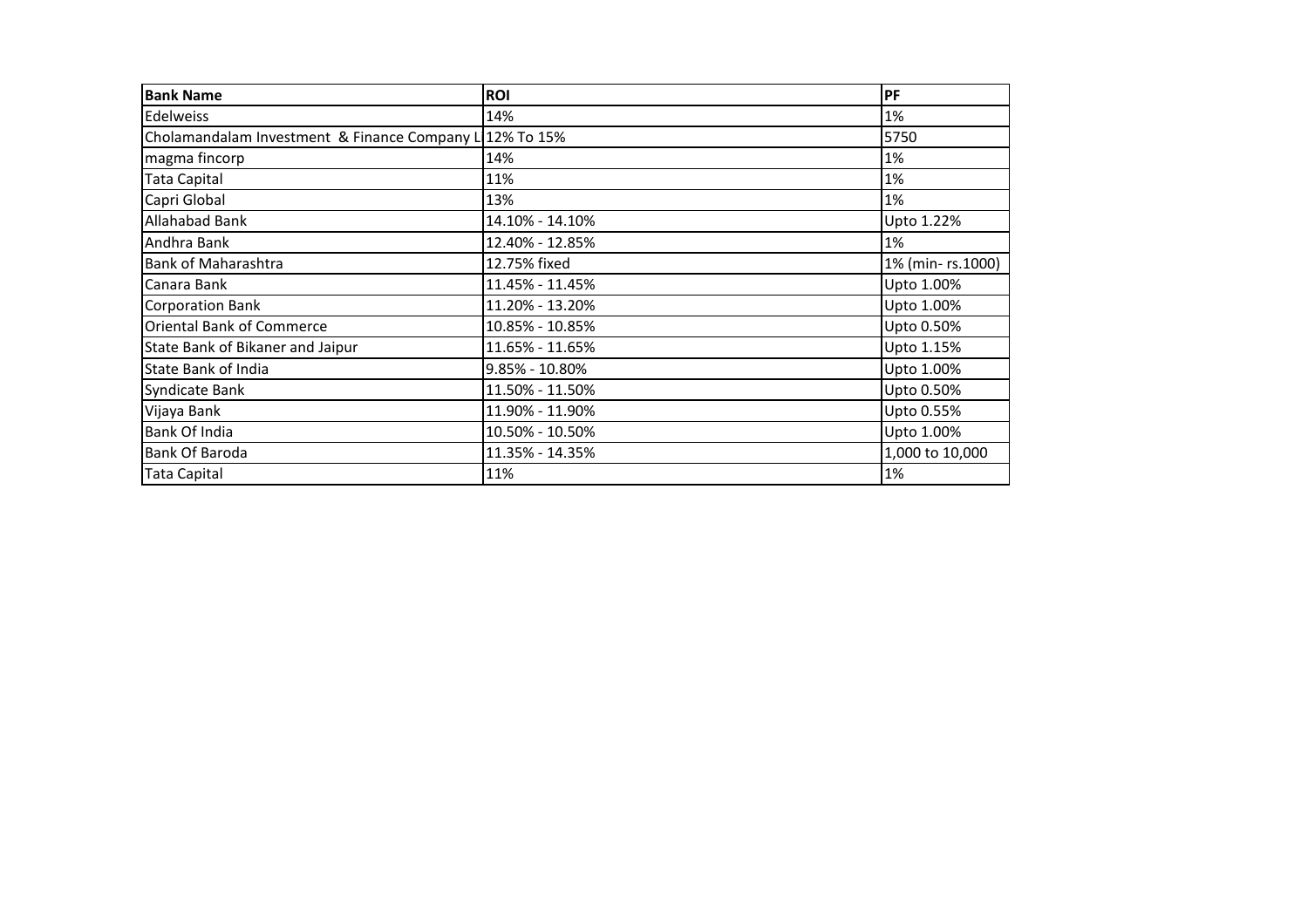| Bank Name | ROI | PF |
|---|---|---|
| Edelweiss | 14% | 1% |
| Cholamandalam Investment & Finance Company L | 12% To 15% | 5750 |
| magma fincorp | 14% | 1% |
| Tata Capital | 11% | 1% |
| Capri Global | 13% | 1% |
| Allahabad Bank | 14.10% - 14.10% | Upto 1.22% |
| Andhra Bank | 12.40% - 12.85% | 1% |
| Bank of Maharashtra | 12.75% fixed | 1% (min- rs.1000) |
| Canara Bank | 11.45% - 11.45% | Upto 1.00% |
| Corporation Bank | 11.20% - 13.20% | Upto 1.00% |
| Oriental Bank of Commerce | 10.85% - 10.85% | Upto 0.50% |
| State Bank of Bikaner and Jaipur | 11.65% - 11.65% | Upto 1.15% |
| State Bank of India | 9.85% - 10.80% | Upto 1.00% |
| Syndicate Bank | 11.50% - 11.50% | Upto 0.50% |
| Vijaya Bank | 11.90% - 11.90% | Upto 0.55% |
| Bank Of India | 10.50% - 10.50% | Upto 1.00% |
| Bank Of Baroda | 11.35% - 14.35% | 1,000 to 10,000 |
| Tata Capital | 11% | 1% |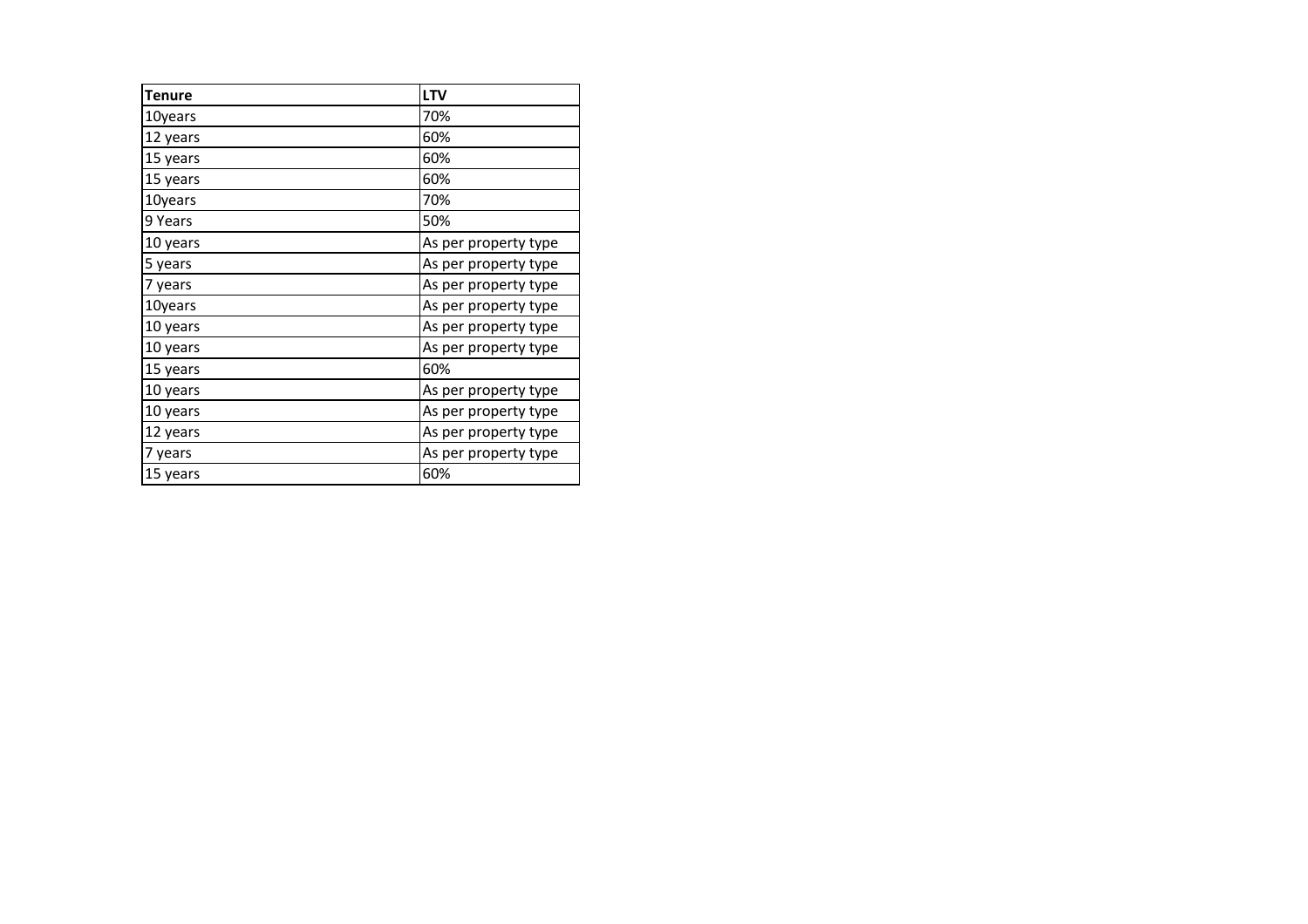| Tenure | LTV |
|---|---|
| 10years | 70% |
| 12 years | 60% |
| 15 years | 60% |
| 15 years | 60% |
| 10years | 70% |
| 9 Years | 50% |
| 10 years | As per property type |
| 5 years | As per property type |
| 7 years | As per property type |
| 10years | As per property type |
| 10 years | As per property type |
| 10 years | As per property type |
| 15 years | 60% |
| 10 years | As per property type |
| 10 years | As per property type |
| 12 years | As per property type |
| 7 years | As per property type |
| 15 years | 60% |